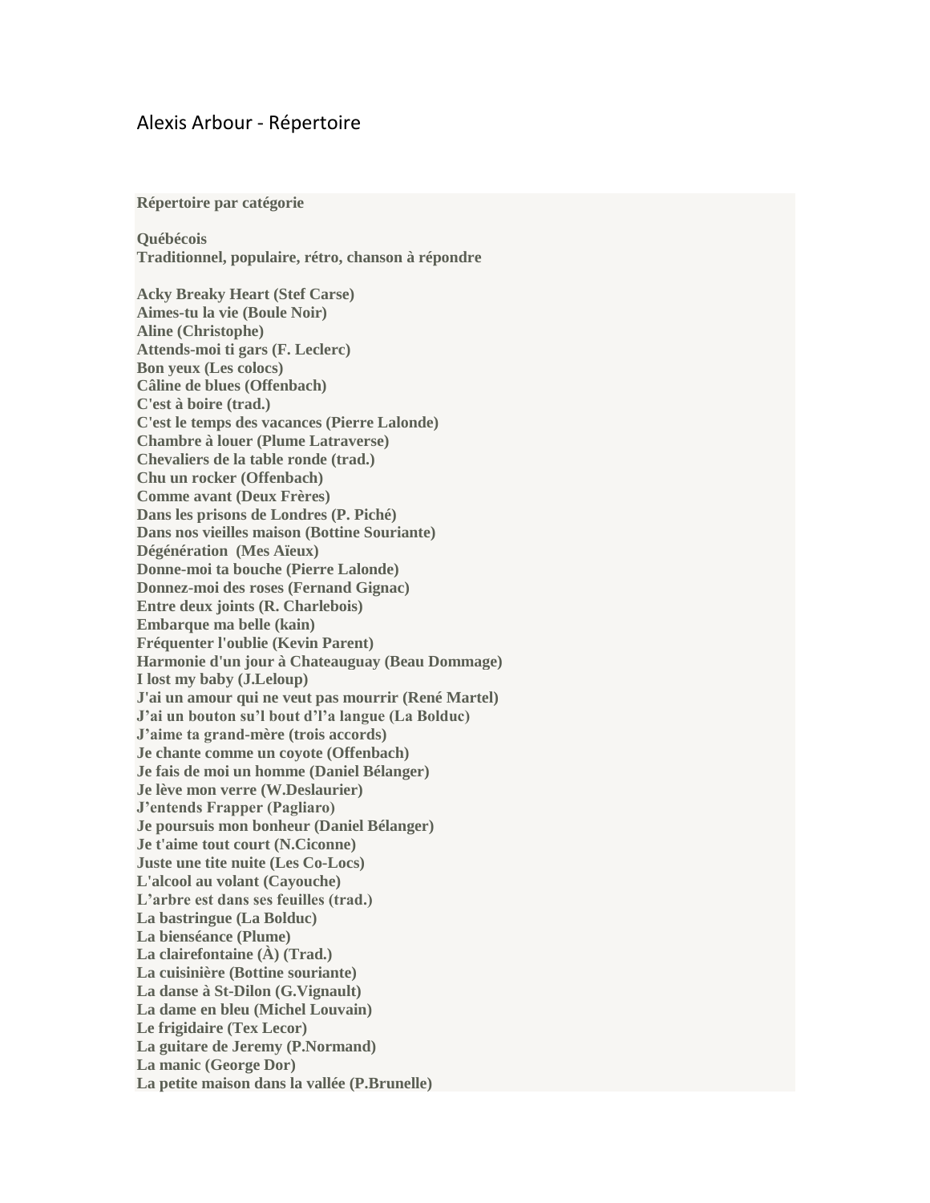# Alexis Arbour - Répertoire

**Répertoire par catégorie**

**Québécois**
**Traditionnel, populaire, rétro, chanson à répondre**

**Acky Breaky Heart (Stef Carse)**
**Aimes-tu la vie (Boule Noir)**
**Aline (Christophe)**
**Attends-moi ti gars (F. Leclerc)**
**Bon yeux (Les colocs)**
**Câline de blues (Offenbach)**
**C'est à boire (trad.)**
**C'est le temps des vacances (Pierre Lalonde)**
**Chambre à louer (Plume Latraverse)**
**Chevaliers de la table ronde (trad.)**
**Chu un rocker (Offenbach)**
**Comme avant (Deux Frères)**
**Dans les prisons de Londres (P. Piché)**
**Dans nos vieilles maison (Bottine Souriante)**
**Dégénération (Mes Aïeux)**
**Donne-moi ta bouche (Pierre Lalonde)**
**Donnez-moi des roses (Fernand Gignac)**
**Entre deux joints (R. Charlebois)**
**Embarque ma belle (kain)**
**Fréquenter l'oublie (Kevin Parent)**
**Harmonie d'un jour à Chateauguay (Beau Dommage)**
**I lost my baby (J.Leloup)**
**J'ai un amour qui ne veut pas mourrir (René Martel)**
**J'ai un bouton su'l bout d'l'a langue (La Bolduc)**
**J'aime ta grand-mère (trois accords)**
**Je chante comme un coyote (Offenbach)**
**Je fais de moi un homme (Daniel Bélanger)**
**Je lève mon verre (W.Deslaurier)**
**J'entends Frapper (Pagliaro)**
**Je poursuis mon bonheur (Daniel Bélanger)**
**Je t'aime tout court (N.Ciconne)**
**Juste une tite nuite (Les Co-Locs)**
**L'alcool au volant (Cayouche)**
**L'arbre est dans ses feuilles (trad.)**
**La bastringue (La Bolduc)**
**La bienséance (Plume)**
**La clairefontaine (À) (Trad.)**
**La cuisinière (Bottine souriante)**
**La danse à St-Dilon (G.Vignault)**
**La dame en bleu (Michel Louvain)**
**Le frigidaire (Tex Lecor)**
**La guitare de Jeremy (P.Normand)**
**La manic (George Dor)**
**La petite maison dans la vallée (P.Brunelle)**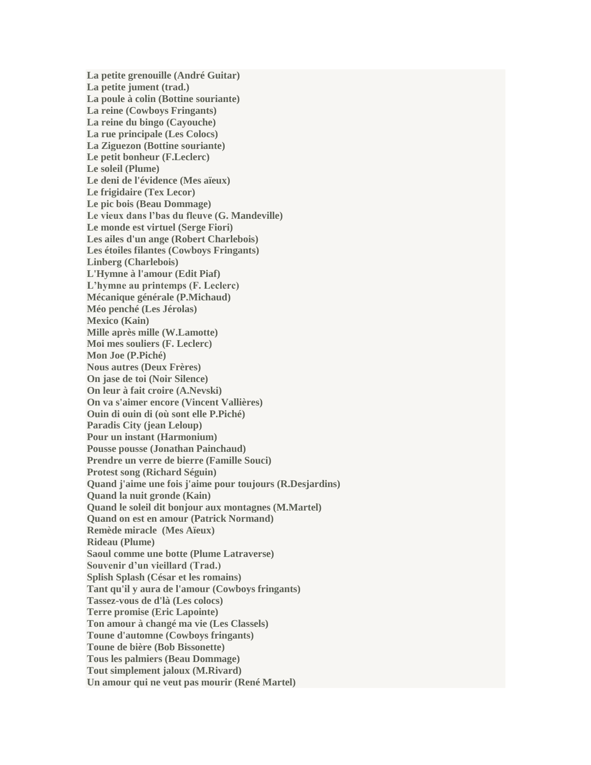**La petite grenouille (André Guitar)**
**La petite jument (trad.)**
**La poule à colin (Bottine souriante)**
**La reine (Cowboys Fringants)**
**La reine du bingo (Cayouche)**
**La rue principale (Les Colocs)**
**La Ziguezon (Bottine souriante)**
**Le petit bonheur (F.Leclerc)**
**Le soleil (Plume)**
**Le deni de l'évidence (Mes aïeux)**
**Le frigidaire (Tex Lecor)**
**Le pic bois (Beau Dommage)**
**Le vieux dans l'bas du fleuve (G. Mandeville)**
**Le monde est virtuel (Serge Fiori)**
**Les ailes d'un ange (Robert Charlebois)**
**Les étoiles filantes (Cowboys Fringants)**
**Linberg (Charlebois)**
**L'Hymne à l'amour (Edit Piaf)**
**L'hymne au printemps (F. Leclerc)**
**Mécanique générale (P.Michaud)**
**Méo penché (Les Jérolas)**
**Mexico (Kain)**
**Mille après mille (W.Lamotte)**
**Moi mes souliers (F. Leclerc)**
**Mon Joe (P.Piché)**
**Nous autres (Deux Frères)**
**On jase de toi (Noir Silence)**
**On leur à fait croire (A.Nevski)**
**On va s'aimer encore (Vincent Vallières)**
**Ouin di ouin di (où sont elle P.Piché)**
**Paradis City (jean Leloup)**
**Pour un instant (Harmonium)**
**Pousse pousse (Jonathan Painchaud)**
**Prendre un verre de bierre (Famille Souci)**
**Protest song (Richard Séguin)**
**Quand j'aime une fois j'aime pour toujours (R.Desjardins)**
**Quand la nuit gronde (Kain)**
**Quand le soleil dit bonjour aux montagnes (M.Martel)**
**Quand on est en amour (Patrick Normand)**
**Remède miracle (Mes Aïeux)**
**Rideau (Plume)**
**Saoul comme une botte (Plume Latraverse)**
**Souvenir d'un vieillard (Trad.)**
**Splish Splash (César et les romains)**
**Tant qu'il y aura de l'amour (Cowboys fringants)**
**Tassez-vous de d'là (Les colocs)**
**Terre promise (Eric Lapointe)**
**Ton amour à changé ma vie (Les Classels)**
**Toune d'automne (Cowboys fringants)**
**Toune de bière (Bob Bissonette)**
**Tous les palmiers (Beau Dommage)**
**Tout simplement jaloux (M.Rivard)**
**Un amour qui ne veut pas mourir (René Martel)**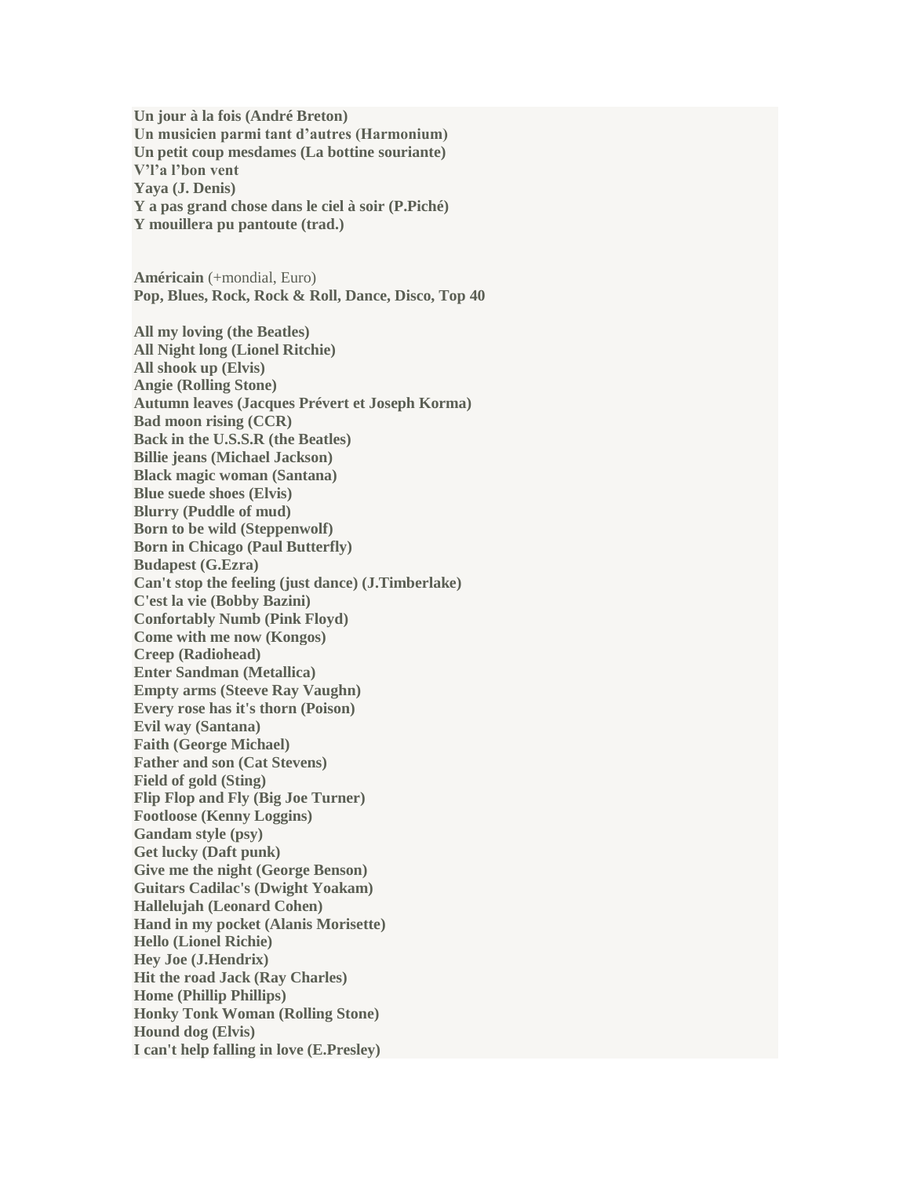**Un jour à la fois (André Breton)**
**Un musicien parmi tant d'autres (Harmonium)**
**Un petit coup mesdames (La bottine souriante)**
**V'l'a l'bon vent**
**Yaya (J. Denis)**
**Y a pas grand chose dans le ciel à soir (P.Piché)**
**Y mouillera pu pantoute (trad.)**

**Américain** (+mondial, Euro)
**Pop, Blues, Rock, Rock & Roll, Dance, Disco, Top 40**

**All my loving (the Beatles)**
**All Night long (Lionel Ritchie)**
**All shook up (Elvis)**
**Angie (Rolling Stone)**
**Autumn leaves (Jacques Prévert et Joseph Korma)**
**Bad moon rising (CCR)**
**Back in the U.S.S.R (the Beatles)**
**Billie jeans (Michael Jackson)**
**Black magic woman (Santana)**
**Blue suede shoes (Elvis)**
**Blurry (Puddle of mud)**
**Born to be wild (Steppenwolf)**
**Born in Chicago (Paul Butterfly)**
**Budapest (G.Ezra)**
**Can't stop the feeling (just dance) (J.Timberlake)**
**C'est la vie (Bobby Bazini)**
**Confortably Numb (Pink Floyd)**
**Come with me now (Kongos)**
**Creep (Radiohead)**
**Enter Sandman (Metallica)**
**Empty arms (Steeve Ray Vaughn)**
**Every rose has it's thorn (Poison)**
**Evil way (Santana)**
**Faith (George Michael)**
**Father and son (Cat Stevens)**
**Field of gold (Sting)**
**Flip Flop and Fly (Big Joe Turner)**
**Footloose (Kenny Loggins)**
**Gandam style (psy)**
**Get lucky (Daft punk)**
**Give me the night (George Benson)**
**Guitars Cadilac's (Dwight Yoakam)**
**Hallelujah (Leonard Cohen)**
**Hand in my pocket (Alanis Morisette)**
**Hello (Lionel Richie)**
**Hey Joe (J.Hendrix)**
**Hit the road Jack (Ray Charles)**
**Home (Phillip Phillips)**
**Honky Tonk Woman (Rolling Stone)**
**Hound dog (Elvis)**
**I can't help falling in love (E.Presley)**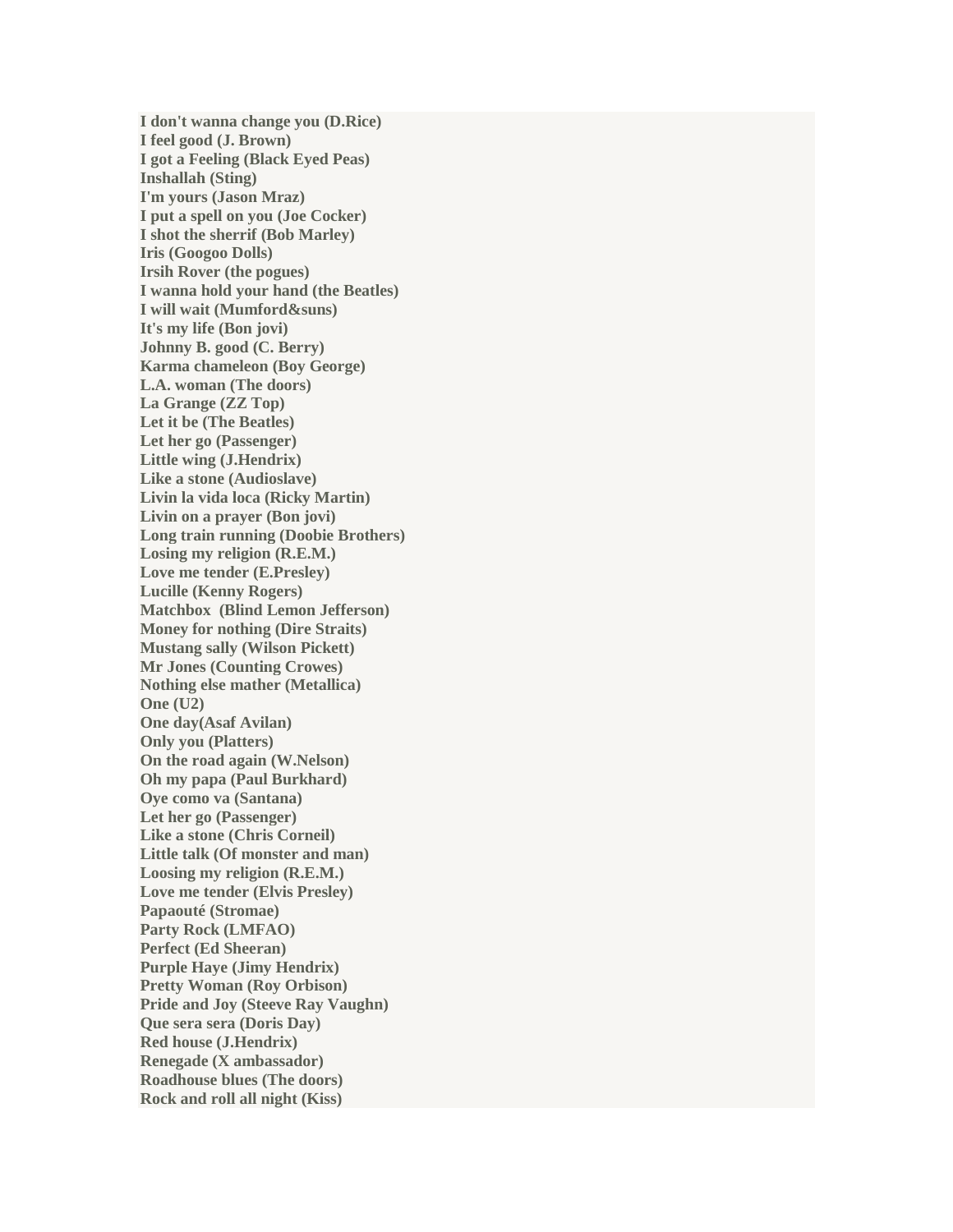**I don't wanna change you (D.Rice)**
**I feel good (J. Brown)**
**I got a Feeling (Black Eyed Peas)**
**Inshallah (Sting)**
**I'm yours (Jason Mraz)**
**I put a spell on you (Joe Cocker)**
**I shot the sherrif (Bob Marley)**
**Iris (Googoo Dolls)**
**Irsih Rover (the pogues)**
**I wanna hold your hand (the Beatles)**
**I will wait (Mumford&suns)**
**It's my life (Bon jovi)**
**Johnny B. good (C. Berry)**
**Karma chameleon (Boy George)**
**L.A. woman (The doors)**
**La Grange (ZZ Top)**
**Let it be (The Beatles)**
**Let her go (Passenger)**
**Little wing (J.Hendrix)**
**Like a stone (Audioslave)**
**Livin la vida loca (Ricky Martin)**
**Livin on a prayer (Bon jovi)**
**Long train running (Doobie Brothers)**
**Losing my religion (R.E.M.)**
**Love me tender (E.Presley)**
**Lucille (Kenny Rogers)**
**Matchbox  (Blind Lemon Jefferson)**
**Money for nothing (Dire Straits)**
**Mustang sally (Wilson Pickett)**
**Mr Jones (Counting Crowes)**
**Nothing else mather (Metallica)**
**One (U2)**
**One day(Asaf Avilan)**
**Only you (Platters)**
**On the road again (W.Nelson)**
**Oh my papa (Paul Burkhard)**
**Oye como va (Santana)**
**Let her go (Passenger)**
**Like a stone (Chris Corneil)**
**Little talk (Of monster and man)**
**Loosing my religion (R.E.M.)**
**Love me tender (Elvis Presley)**
**Papaouté (Stromae)**
**Party Rock (LMFAO)**
**Perfect (Ed Sheeran)**
**Purple Haye (Jimy Hendrix)**
**Pretty Woman (Roy Orbison)**
**Pride and Joy (Steeve Ray Vaughn)**
**Que sera sera (Doris Day)**
**Red house (J.Hendrix)**
**Renegade (X ambassador)**
**Roadhouse blues (The doors)**
**Rock and roll all night (Kiss)**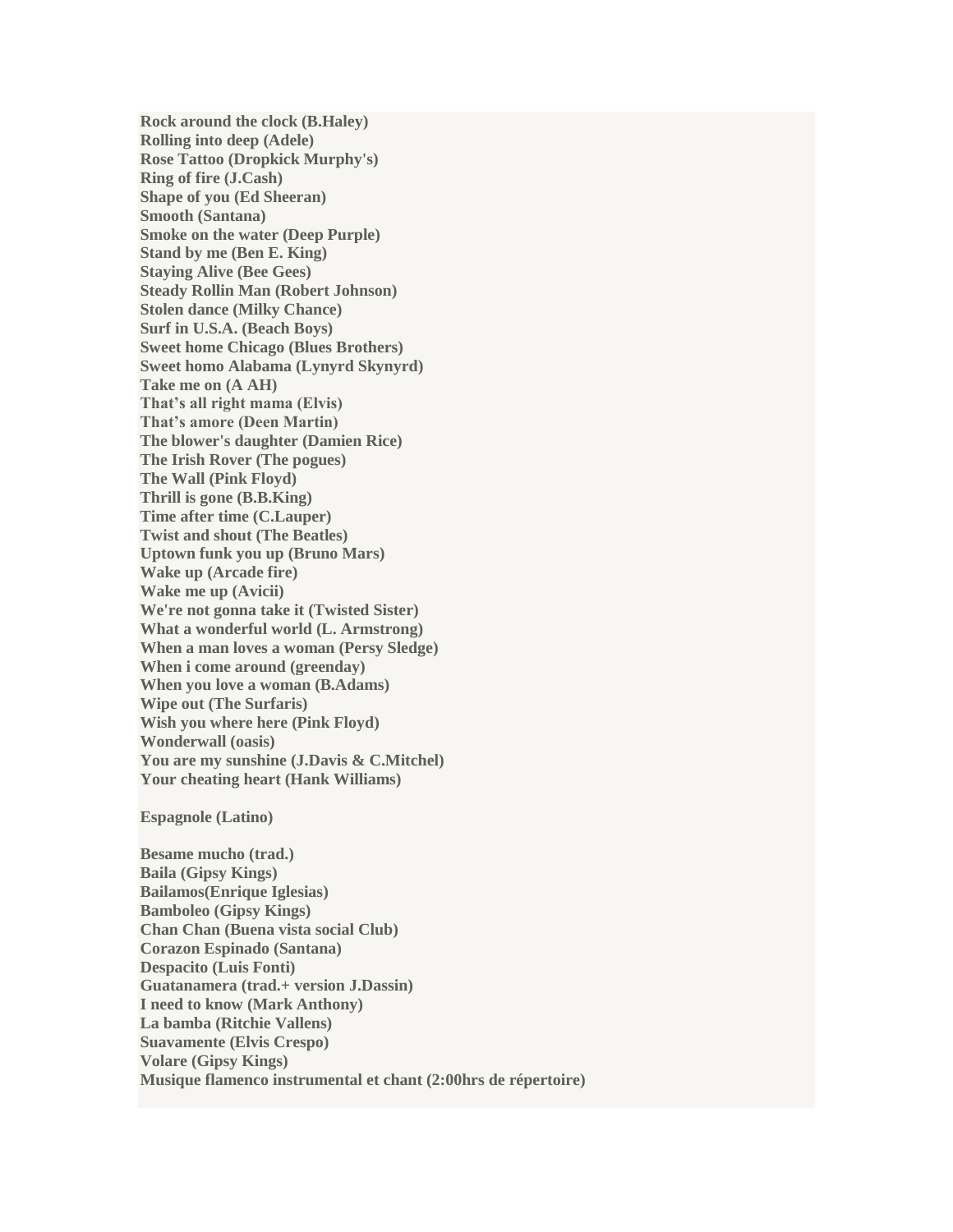**Rock around the clock (B.Haley)**
**Rolling into deep (Adele)**
**Rose Tattoo (Dropkick Murphy's)**
**Ring of fire (J.Cash)**
**Shape of you (Ed Sheeran)**
**Smooth (Santana)**
**Smoke on the water (Deep Purple)**
**Stand by me (Ben E. King)**
**Staying Alive (Bee Gees)**
**Steady Rollin Man (Robert Johnson)**
**Stolen dance (Milky Chance)**
**Surf in U.S.A. (Beach Boys)**
**Sweet home Chicago (Blues Brothers)**
**Sweet homo Alabama (Lynyrd Skynyrd)**
**Take me on (A AH)**
**That’s all right mama (Elvis)**
**That’s amore (Deen Martin)**
**The blower's daughter (Damien Rice)**
**The Irish Rover (The pogues)**
**The Wall (Pink Floyd)**
**Thrill is gone (B.B.King)**
**Time after time (C.Lauper)**
**Twist and shout (The Beatles)**
**Uptown funk you up (Bruno Mars)**
**Wake up (Arcade fire)**
**Wake me up (Avicii)**
**We're not gonna take it (Twisted Sister)**
**What a wonderful world (L. Armstrong)**
**When a man loves a woman (Persy Sledge)**
**When i come around (greenday)**
**When you love a woman (B.Adams)**
**Wipe out (The Surfaris)**
**Wish you where here (Pink Floyd)**
**Wonderwall (oasis)**
**You are my sunshine (J.Davis & C.Mitchel)**
**Your cheating heart (Hank Williams)**

**Espagnole (Latino)**

**Besame mucho (trad.)**
**Baila (Gipsy Kings)**
**Bailamos(Enrique Iglesias)**
**Bamboleo (Gipsy Kings)**
**Chan Chan (Buena vista social Club)**
**Corazon Espinado (Santana)**
**Despacito (Luis Fonti)**
**Guatanamera (trad.+ version J.Dassin)**
**I need to know (Mark Anthony)**
**La bamba (Ritchie Vallens)**
**Suavamente (Elvis Crespo)**
**Volare (Gipsy Kings)**
**Musique flamenco instrumental et chant (2:00hrs de répertoire)**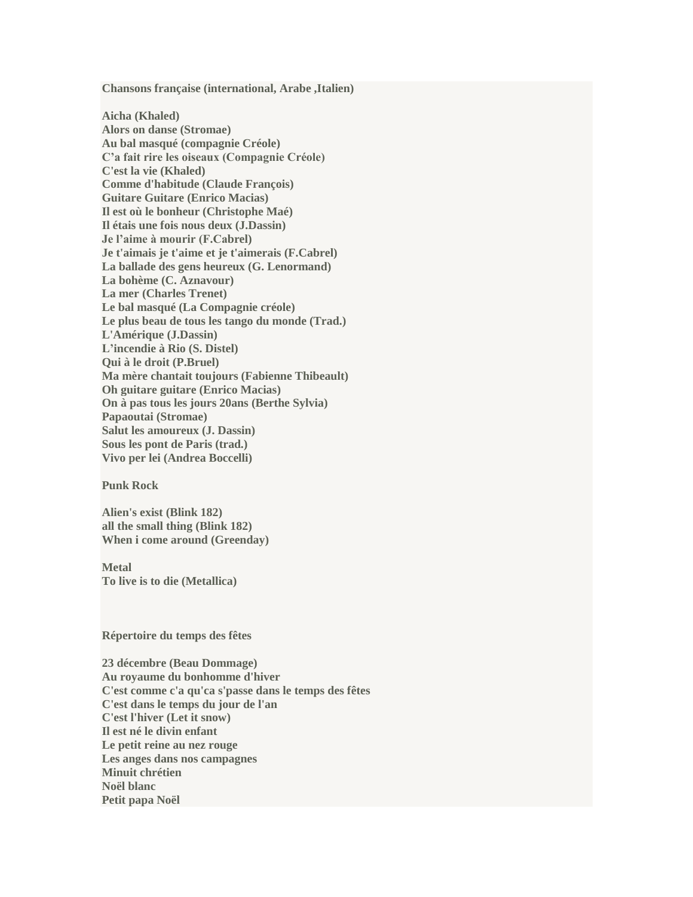**Chansons française (international, Arabe ,Italien)**

**Aicha (Khaled)**
**Alors on danse (Stromae)**
**Au bal masqué (compagnie Créole)**
**C’a fait rire les oiseaux (Compagnie Créole)**
**C'est la vie (Khaled)**
**Comme d'habitude (Claude François)**
**Guitare Guitare (Enrico Macias)**
**Il est où le bonheur (Christophe Maé)**
**Il étais une fois nous deux (J.Dassin)**
**Je l’aime à mourir (F.Cabrel)**
**Je t'aimais je t'aime et je t'aimerais (F.Cabrel)**
**La ballade des gens heureux (G. Lenormand)**
**La bohème (C. Aznavour)**
**La mer (Charles Trenet)**
**Le bal masqué (La Compagnie créole)**
**Le plus beau de tous les tango du monde (Trad.)**
**L'Amérique (J.Dassin)**
**L’incendie à Rio (S. Distel)**
**Qui à le droit (P.Bruel)**
**Ma mère chantait toujours (Fabienne Thibeault)**
**Oh guitare guitare (Enrico Macias)**
**On à pas tous les jours 20ans (Berthe Sylvia)**
**Papaoutai (Stromae)**
**Salut les amoureux (J. Dassin)**
**Sous les pont de Paris (trad.)**
**Vivo per lei (Andrea Boccelli)**

**Punk Rock**

**Alien's exist (Blink 182)**
**all the small thing (Blink 182)**
**When i come around (Greenday)**

**Metal**
**To live is to die (Metallica)**

**Répertoire du temps des fêtes**

**23 décembre (Beau Dommage)**
**Au royaume du bonhomme d'hiver**
**C'est comme c'a qu'ca s'passe dans le temps des fêtes**
**C'est dans le temps du jour de l'an**
**C'est l'hiver (Let it snow)**
**Il est né le divin enfant**
**Le petit reine au nez rouge**
**Les anges dans nos campagnes**
**Minuit chrétien**
**Noël blanc**
**Petit papa Noël**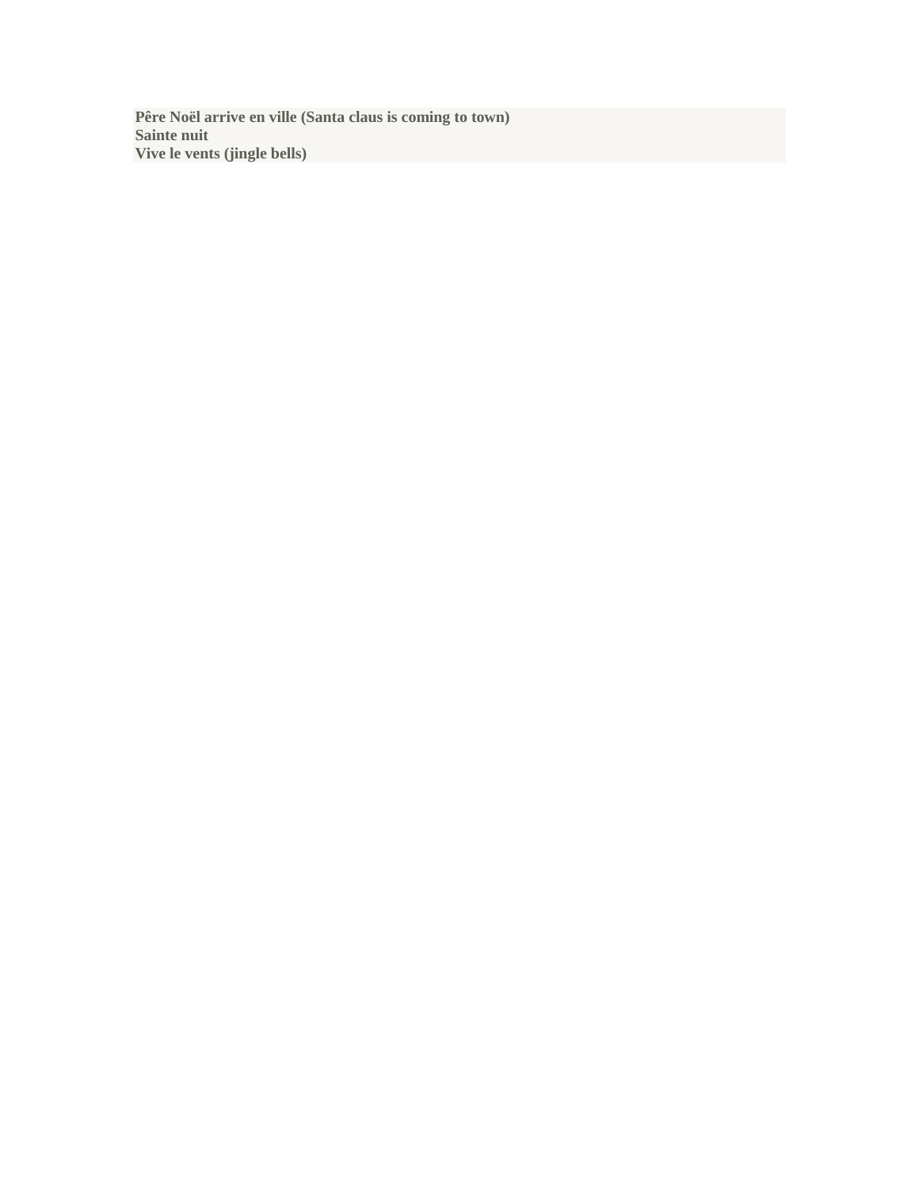**Pêre Noël arrive en ville (Santa claus is coming to town)**
**Sainte nuit**
**Vive le vents (jingle bells)**